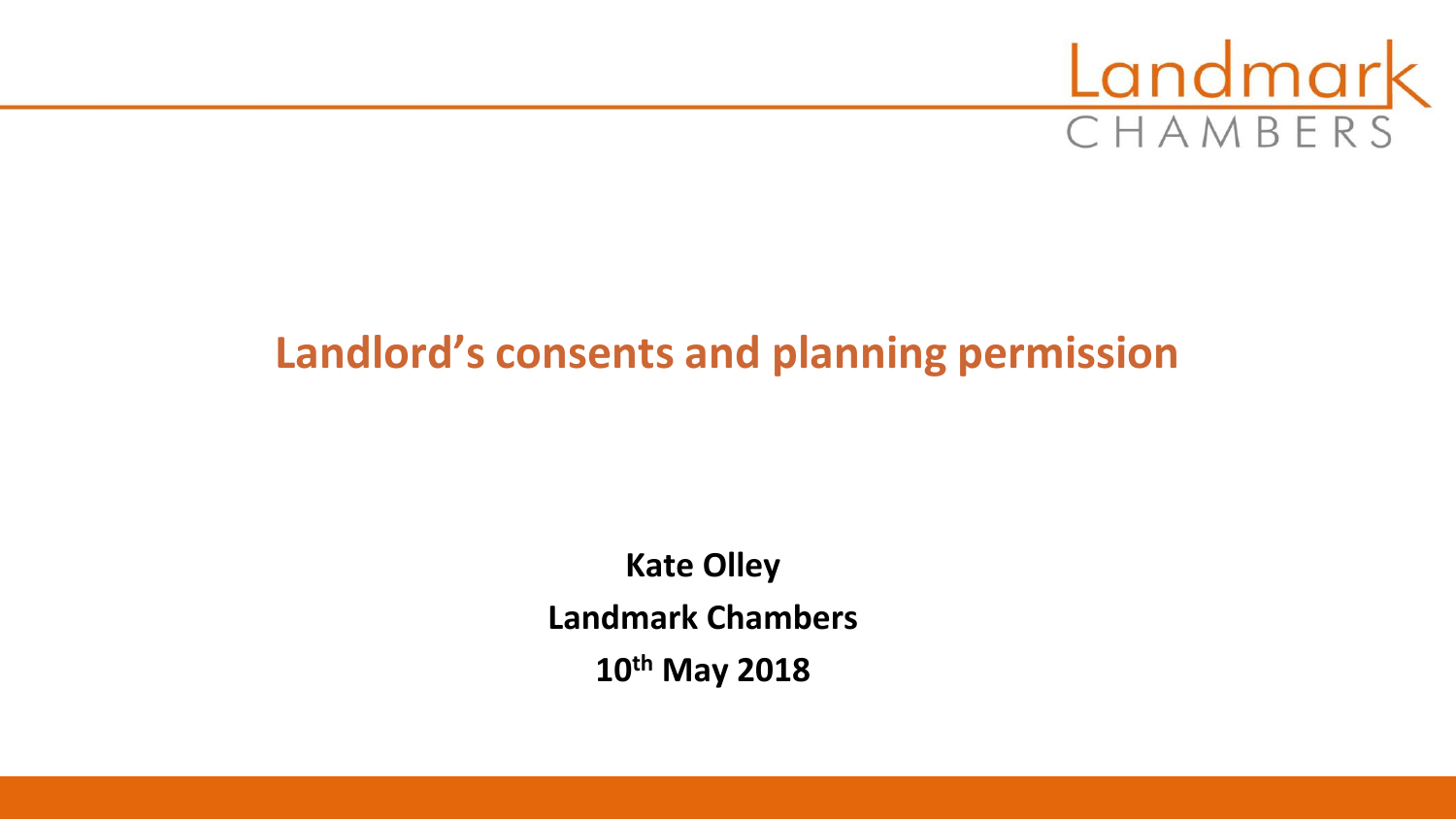Landmark
CHAMBERS

# Landlord's consents and planning permission

**Kate Olley**

**Landmark Chambers**

**10th May 2018**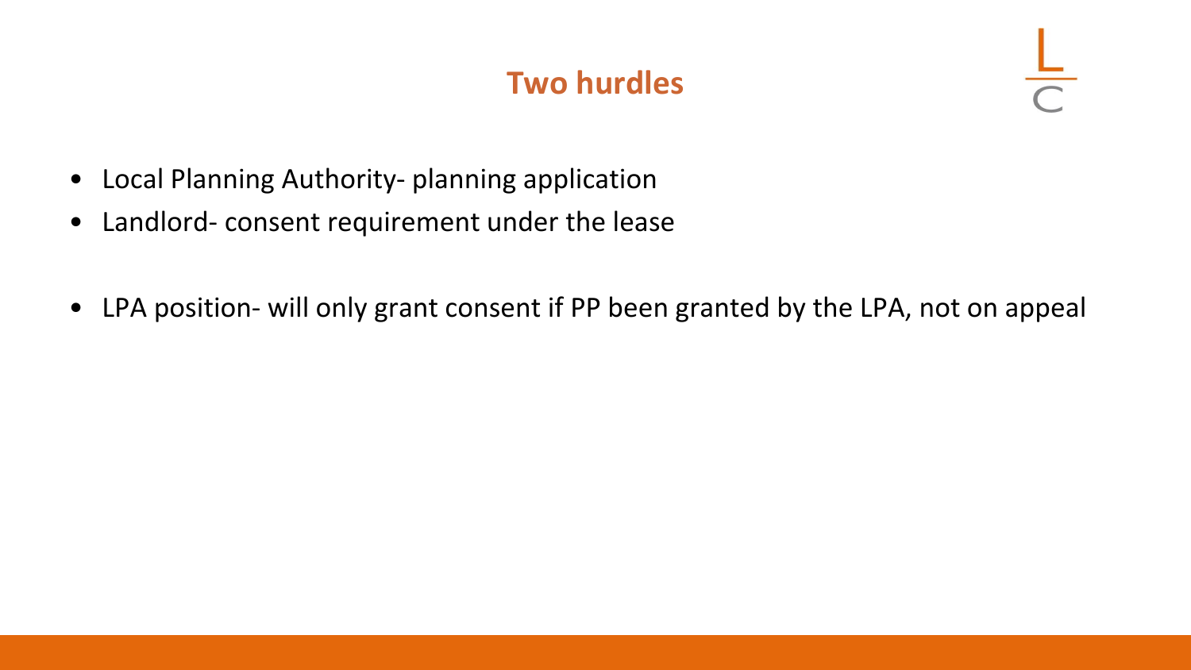# Two hurdles

- Local Planning Authority- planning application
- Landlord- consent requirement under the lease

- LPA position- will only grant consent if PP been granted by the LPA, not on appeal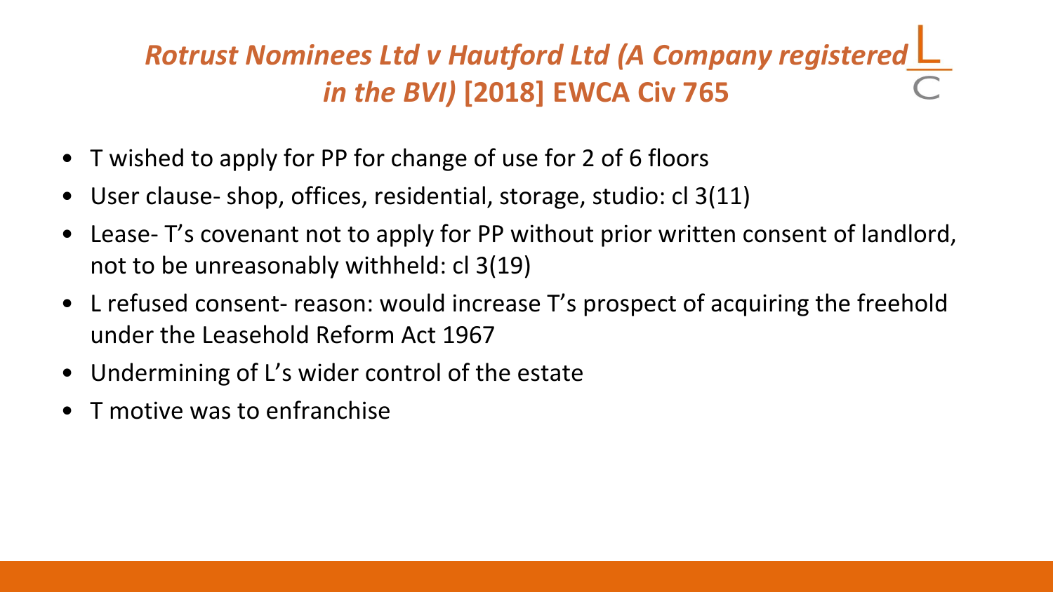## *Rotrust Nominees Ltd v Hautford Ltd (A Company registered in the BVI)* [2018] EWCA Civ 765

- T wished to apply for PP for change of use for 2 of 6 floors
- User clause- shop, offices, residential, storage, studio: cl 3(11)
- Lease- T's covenant not to apply for PP without prior written consent of landlord, not to be unreasonably withheld: cl 3(19)
- L refused consent- reason: would increase T's prospect of acquiring the freehold under the Leasehold Reform Act 1967
- Undermining of L's wider control of the estate
- T motive was to enfranchise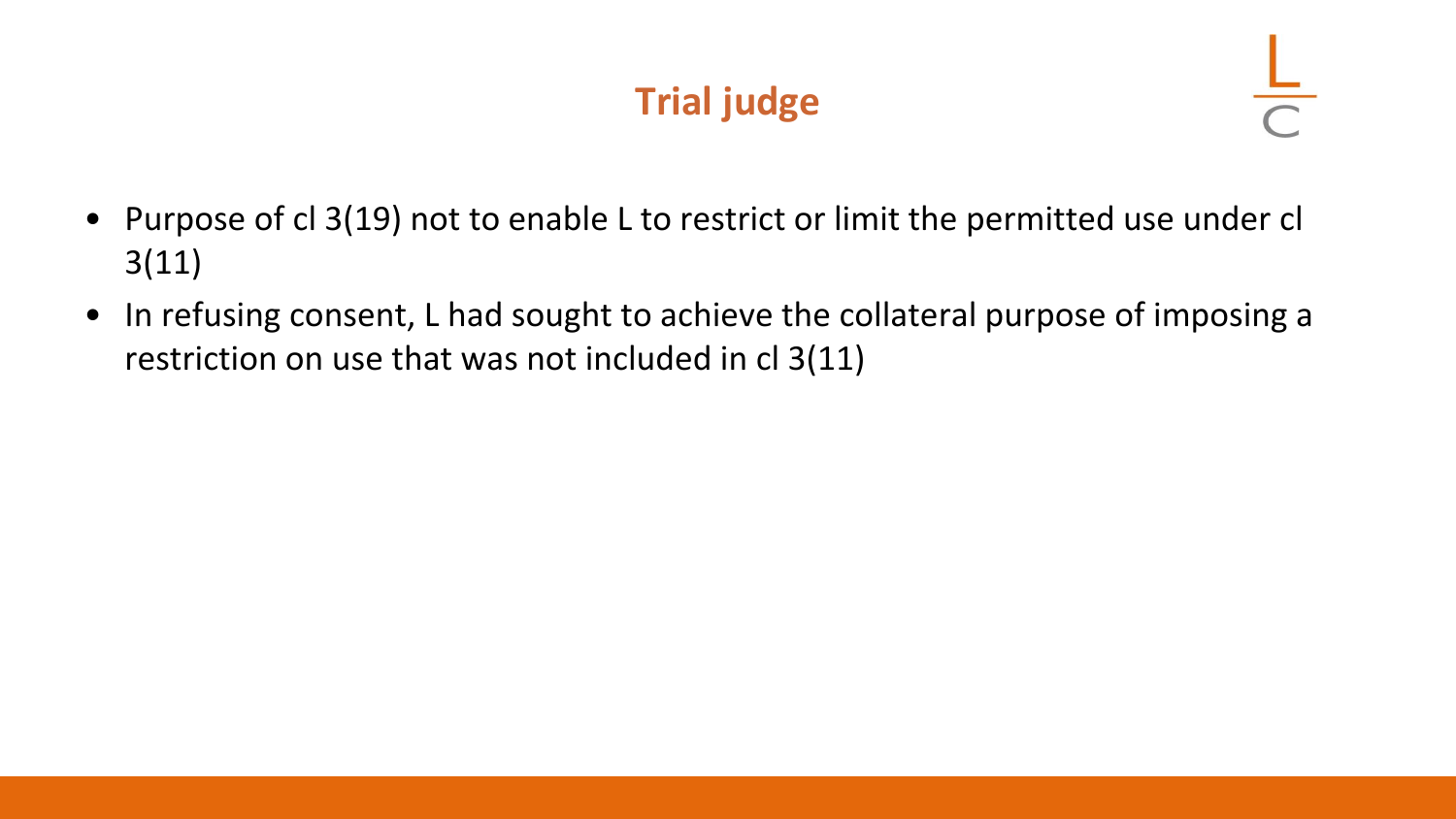# Trial judge

- Purpose of cl 3(19) not to enable L to restrict or limit the permitted use under cl 3(11)
- In refusing consent, L had sought to achieve the collateral purpose of imposing a restriction on use that was not included in cl 3(11)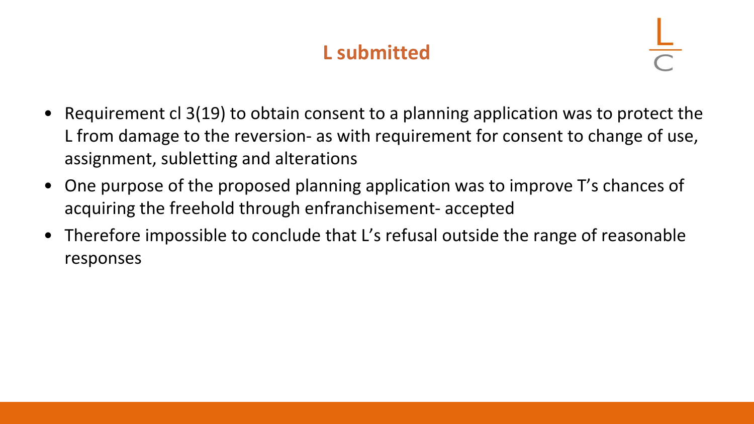# L submitted

- Requirement cl 3(19) to obtain consent to a planning application was to protect the L from damage to the reversion- as with requirement for consent to change of use, assignment, subletting and alterations
- One purpose of the proposed planning application was to improve T's chances of acquiring the freehold through enfranchisement- accepted
- Therefore impossible to conclude that L's refusal outside the range of reasonable responses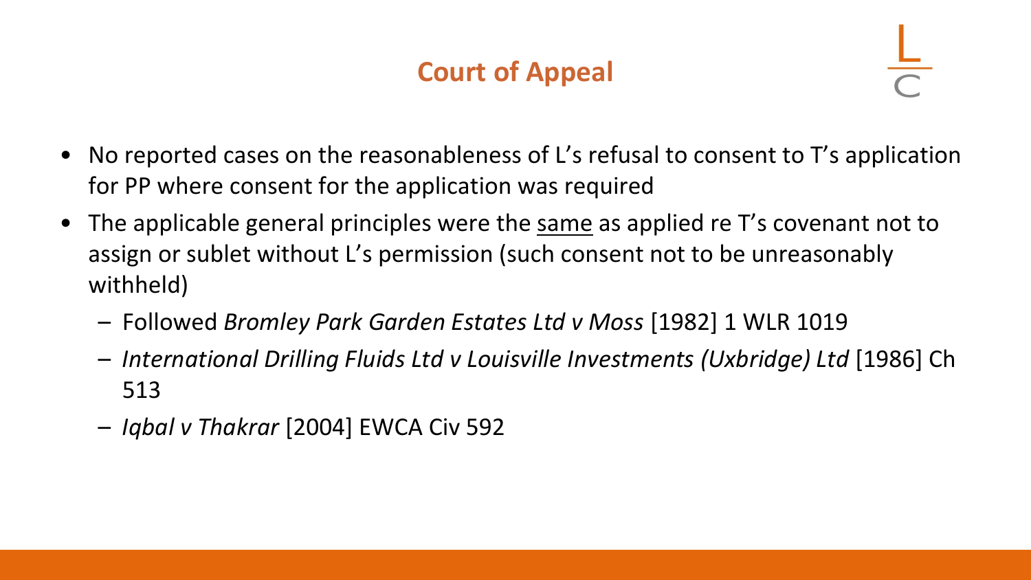# Court of Appeal

- No reported cases on the reasonableness of L's refusal to consent to T's application for PP where consent for the application was required
- The applicable general principles were the <u>same</u> as applied re T's covenant not to assign or sublet without L's permission (such consent not to be unreasonably withheld)
  - Followed *Bromley Park Garden Estates Ltd v Moss* [1982] 1 WLR 1019
  - *International Drilling Fluids Ltd v Louisville Investments (Uxbridge) Ltd* [1986] Ch 513
  - *Iqbal v Thakrar* [2004] EWCA Civ 592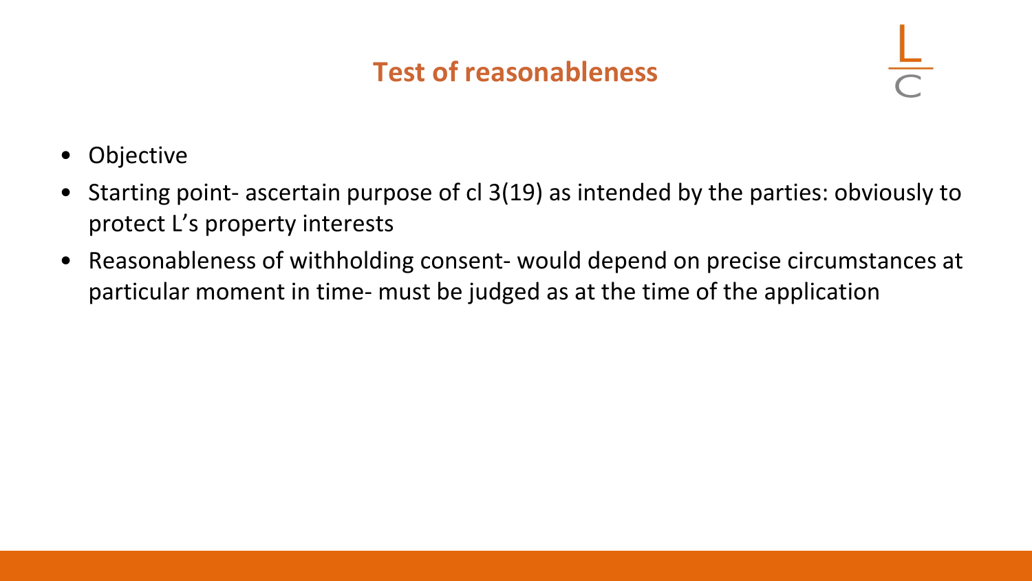# Test of reasonableness

- Objective
- Starting point- ascertain purpose of cl 3(19) as intended by the parties: obviously to protect L's property interests
- Reasonableness of withholding consent- would depend on precise circumstances at particular moment in time- must be judged as at the time of the application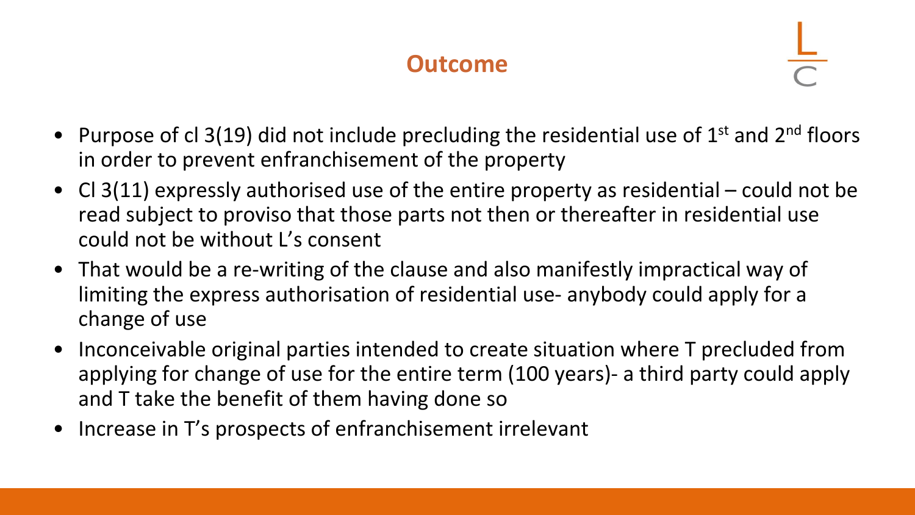# Outcome

- Purpose of cl 3(19) did not include precluding the residential use of 1st and 2nd floors in order to prevent enfranchisement of the property
- Cl 3(11) expressly authorised use of the entire property as residential – could not be read subject to proviso that those parts not then or thereafter in residential use could not be without L's consent
- That would be a re-writing of the clause and also manifestly impractical way of limiting the express authorisation of residential use- anybody could apply for a change of use
- Inconceivable original parties intended to create situation where T precluded from applying for change of use for the entire term (100 years)- a third party could apply and T take the benefit of them having done so
- Increase in T's prospects of enfranchisement irrelevant